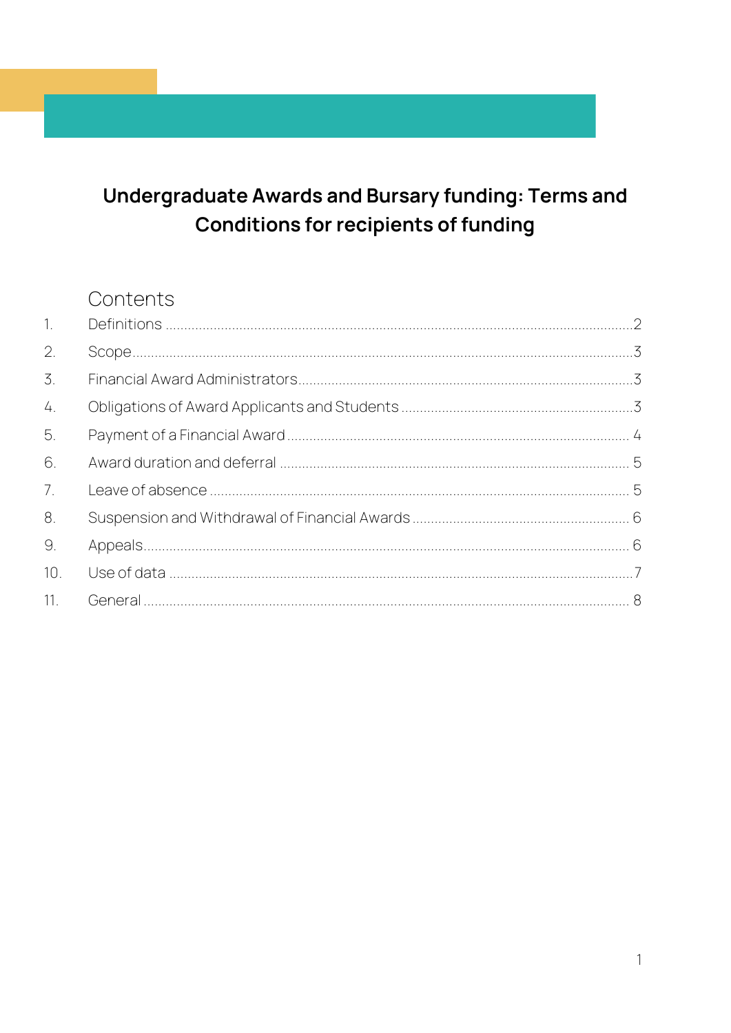# Undergraduate Awards and Bursary funding: Terms and Conditions for recipients of funding

## Contents

1. Definitions ........ 2
2. Scope ........ 3
3. Financial Award Administrators ........ 3
4. Obligations of Award Applicants and Students ........ 3
5. Payment of a Financial Award ........ 4
6. Award duration and deferral ........ 5
7. Leave of absence ........ 5
8. Suspension and Withdrawal of Financial Awards ........ 6
9. Appeals ........ 6
10. Use of data ........ 7
11. General ........ 8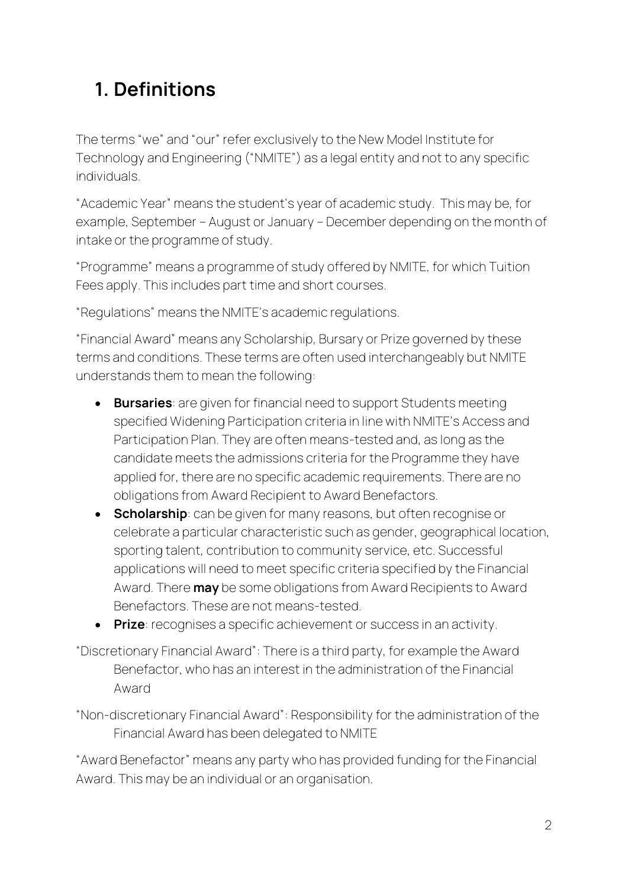## 1. Definitions

The terms "we" and "our" refer exclusively to the New Model Institute for Technology and Engineering ("NMITE") as a legal entity and not to any specific individuals.

"Academic Year" means the student's year of academic study. This may be, for example, September – August or January – December depending on the month of intake or the programme of study.

"Programme" means a programme of study offered by NMITE, for which Tuition Fees apply. This includes part time and short courses.

"Regulations" means the NMITE's academic regulations.

"Financial Award" means any Scholarship, Bursary or Prize governed by these terms and conditions. These terms are often used interchangeably but NMITE understands them to mean the following:

- **Bursaries**: are given for financial need to support Students meeting specified Widening Participation criteria in line with NMITE's Access and Participation Plan. They are often means-tested and, as long as the candidate meets the admissions criteria for the Programme they have applied for, there are no specific academic requirements. There are no obligations from Award Recipient to Award Benefactors.
- **Scholarship**: can be given for many reasons, but often recognise or celebrate a particular characteristic such as gender, geographical location, sporting talent, contribution to community service, etc. Successful applications will need to meet specific criteria specified by the Financial Award. There **may** be some obligations from Award Recipients to Award Benefactors. These are not means-tested.
- **Prize**: recognises a specific achievement or success in an activity.

"Discretionary Financial Award": There is a third party, for example the Award Benefactor, who has an interest in the administration of the Financial Award

"Non-discretionary Financial Award": Responsibility for the administration of the Financial Award has been delegated to NMITE

"Award Benefactor" means any party who has provided funding for the Financial Award. This may be an individual or an organisation.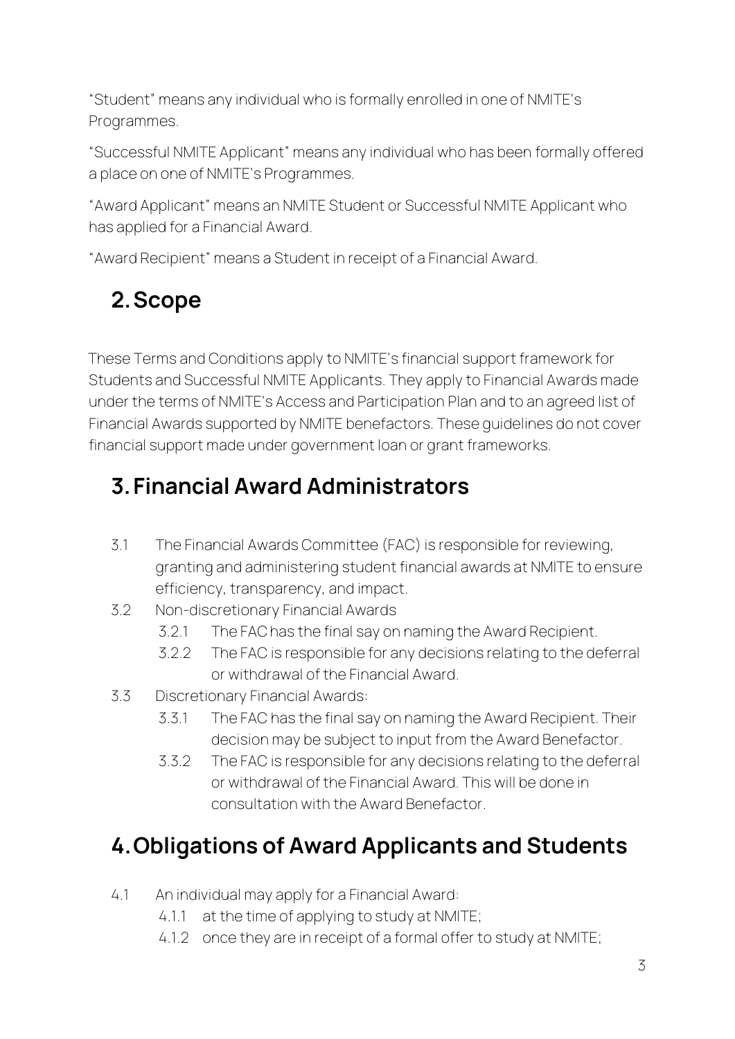"Student" means any individual who is formally enrolled in one of NMITE's Programmes.

"Successful NMITE Applicant" means any individual who has been formally offered a place on one of NMITE's Programmes.

"Award Applicant" means an NMITE Student or Successful NMITE Applicant who has applied for a Financial Award.

"Award Recipient" means a Student in receipt of a Financial Award.

## 2. Scope

These Terms and Conditions apply to NMITE's financial support framework for Students and Successful NMITE Applicants. They apply to Financial Awards made under the terms of NMITE's Access and Participation Plan and to an agreed list of Financial Awards supported by NMITE benefactors. These guidelines do not cover financial support made under government loan or grant frameworks.

## 3. Financial Award Administrators

3.1 The Financial Awards Committee (FAC) is responsible for reviewing, granting and administering student financial awards at NMITE to ensure efficiency, transparency, and impact.

3.2 Non-discretionary Financial Awards

- 3.2.1 The FAC has the final say on naming the Award Recipient.
- 3.2.2 The FAC is responsible for any decisions relating to the deferral or withdrawal of the Financial Award.

3.3 Discretionary Financial Awards:

- 3.3.1 The FAC has the final say on naming the Award Recipient. Their decision may be subject to input from the Award Benefactor.
- 3.3.2 The FAC is responsible for any decisions relating to the deferral or withdrawal of the Financial Award. This will be done in consultation with the Award Benefactor.

## 4. Obligations of Award Applicants and Students

4.1 An individual may apply for a Financial Award:

- 4.1.1 at the time of applying to study at NMITE;
- 4.1.2 once they are in receipt of a formal offer to study at NMITE;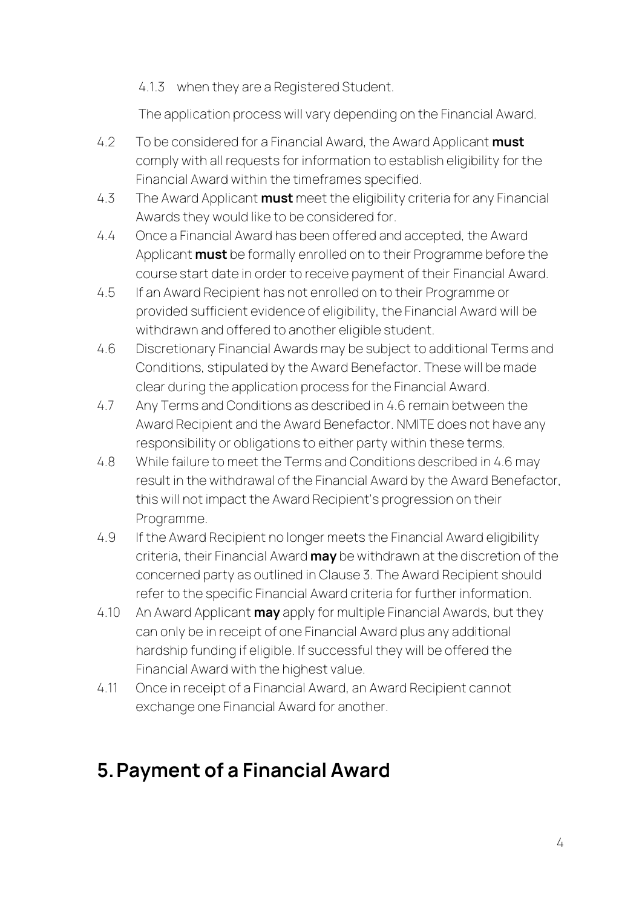4.1.3 when they are a Registered Student.

The application process will vary depending on the Financial Award.

4.2 To be considered for a Financial Award, the Award Applicant **must** comply with all requests for information to establish eligibility for the Financial Award within the timeframes specified.

4.3 The Award Applicant **must** meet the eligibility criteria for any Financial Awards they would like to be considered for.

4.4 Once a Financial Award has been offered and accepted, the Award Applicant **must** be formally enrolled on to their Programme before the course start date in order to receive payment of their Financial Award.

4.5 If an Award Recipient has not enrolled on to their Programme or provided sufficient evidence of eligibility, the Financial Award will be withdrawn and offered to another eligible student.

4.6 Discretionary Financial Awards may be subject to additional Terms and Conditions, stipulated by the Award Benefactor. These will be made clear during the application process for the Financial Award.

4.7 Any Terms and Conditions as described in 4.6 remain between the Award Recipient and the Award Benefactor. NMITE does not have any responsibility or obligations to either party within these terms.

4.8 While failure to meet the Terms and Conditions described in 4.6 may result in the withdrawal of the Financial Award by the Award Benefactor, this will not impact the Award Recipient's progression on their Programme.

4.9 If the Award Recipient no longer meets the Financial Award eligibility criteria, their Financial Award **may** be withdrawn at the discretion of the concerned party as outlined in Clause 3. The Award Recipient should refer to the specific Financial Award criteria for further information.

4.10 An Award Applicant **may** apply for multiple Financial Awards, but they can only be in receipt of one Financial Award plus any additional hardship funding if eligible. If successful they will be offered the Financial Award with the highest value.

4.11 Once in receipt of a Financial Award, an Award Recipient cannot exchange one Financial Award for another.

# 5. Payment of a Financial Award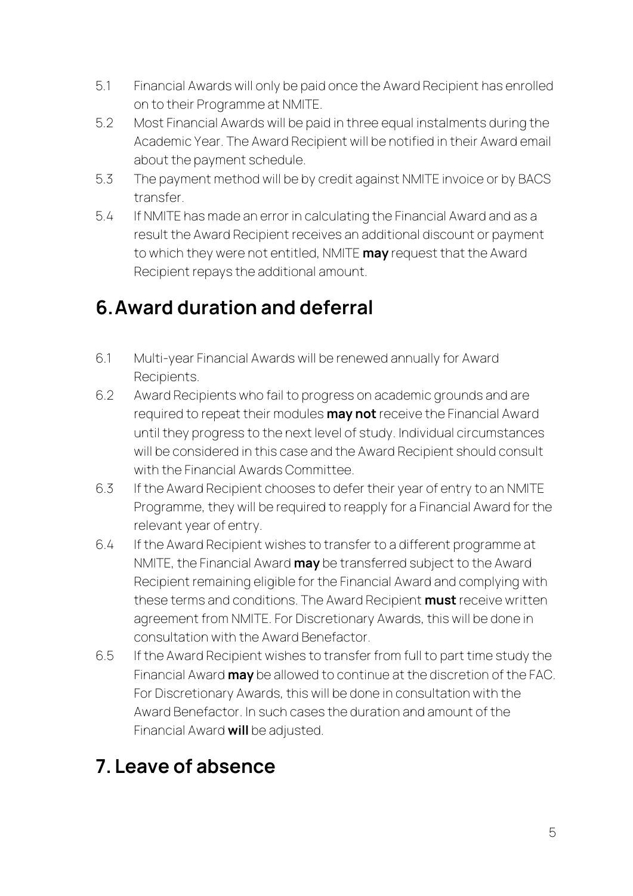5.1 Financial Awards will only be paid once the Award Recipient has enrolled on to their Programme at NMITE.

5.2 Most Financial Awards will be paid in three equal instalments during the Academic Year. The Award Recipient will be notified in their Award email about the payment schedule.

5.3 The payment method will be by credit against NMITE invoice or by BACS transfer.

5.4 If NMITE has made an error in calculating the Financial Award and as a result the Award Recipient receives an additional discount or payment to which they were not entitled, NMITE **may** request that the Award Recipient repays the additional amount.

## 6. Award duration and deferral

6.1 Multi-year Financial Awards will be renewed annually for Award Recipients.

6.2 Award Recipients who fail to progress on academic grounds and are required to repeat their modules **may not** receive the Financial Award until they progress to the next level of study. Individual circumstances will be considered in this case and the Award Recipient should consult with the Financial Awards Committee.

6.3 If the Award Recipient chooses to defer their year of entry to an NMITE Programme, they will be required to reapply for a Financial Award for the relevant year of entry.

6.4 If the Award Recipient wishes to transfer to a different programme at NMITE, the Financial Award **may** be transferred subject to the Award Recipient remaining eligible for the Financial Award and complying with these terms and conditions. The Award Recipient **must** receive written agreement from NMITE. For Discretionary Awards, this will be done in consultation with the Award Benefactor.

6.5 If the Award Recipient wishes to transfer from full to part time study the Financial Award **may** be allowed to continue at the discretion of the FAC. For Discretionary Awards, this will be done in consultation with the Award Benefactor. In such cases the duration and amount of the Financial Award **will** be adjusted.

## 7. Leave of absence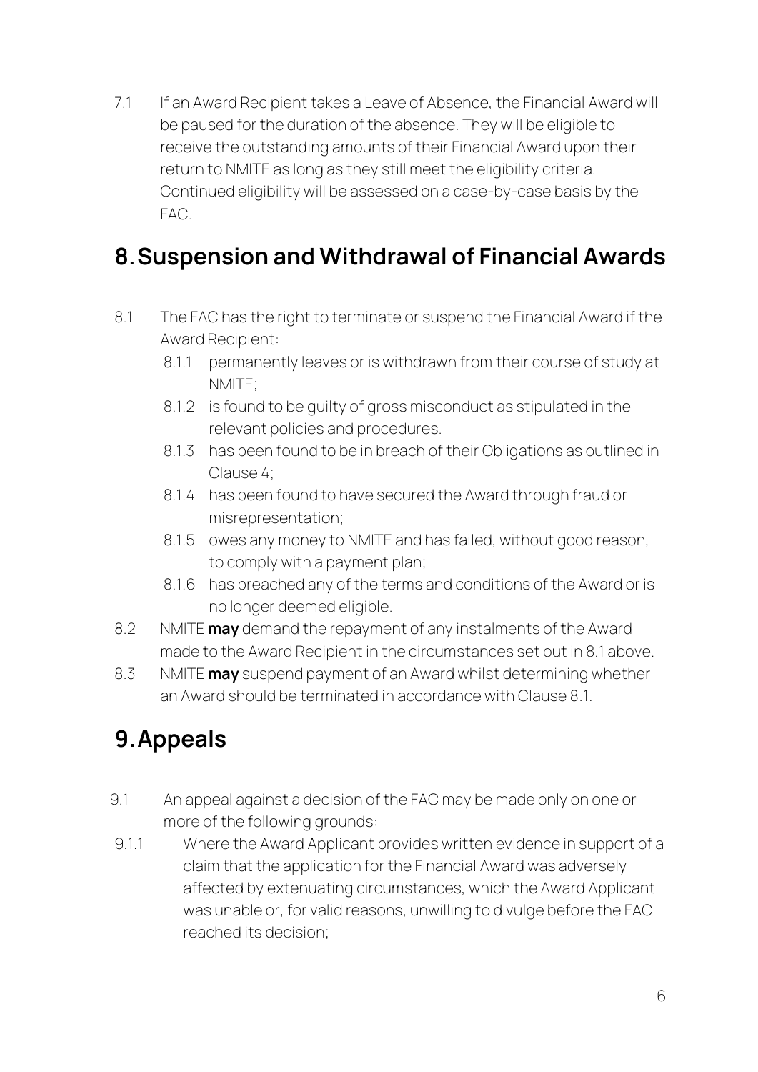7.1 If an Award Recipient takes a Leave of Absence, the Financial Award will be paused for the duration of the absence. They will be eligible to receive the outstanding amounts of their Financial Award upon their return to NMITE as long as they still meet the eligibility criteria. Continued eligibility will be assessed on a case-by-case basis by the FAC.

## 8. Suspension and Withdrawal of Financial Awards

8.1 The FAC has the right to terminate or suspend the Financial Award if the Award Recipient:

- 8.1.1 permanently leaves or is withdrawn from their course of study at NMITE;
- 8.1.2 is found to be guilty of gross misconduct as stipulated in the relevant policies and procedures.
- 8.1.3 has been found to be in breach of their Obligations as outlined in Clause 4;
- 8.1.4 has been found to have secured the Award through fraud or misrepresentation;
- 8.1.5 owes any money to NMITE and has failed, without good reason, to comply with a payment plan;
- 8.1.6 has breached any of the terms and conditions of the Award or is no longer deemed eligible.

8.2 NMITE **may** demand the repayment of any instalments of the Award made to the Award Recipient in the circumstances set out in 8.1 above.

8.3 NMITE **may** suspend payment of an Award whilst determining whether an Award should be terminated in accordance with Clause 8.1.

## 9. Appeals

9.1 An appeal against a decision of the FAC may be made only on one or more of the following grounds:

9.1.1 Where the Award Applicant provides written evidence in support of a claim that the application for the Financial Award was adversely affected by extenuating circumstances, which the Award Applicant was unable or, for valid reasons, unwilling to divulge before the FAC reached its decision;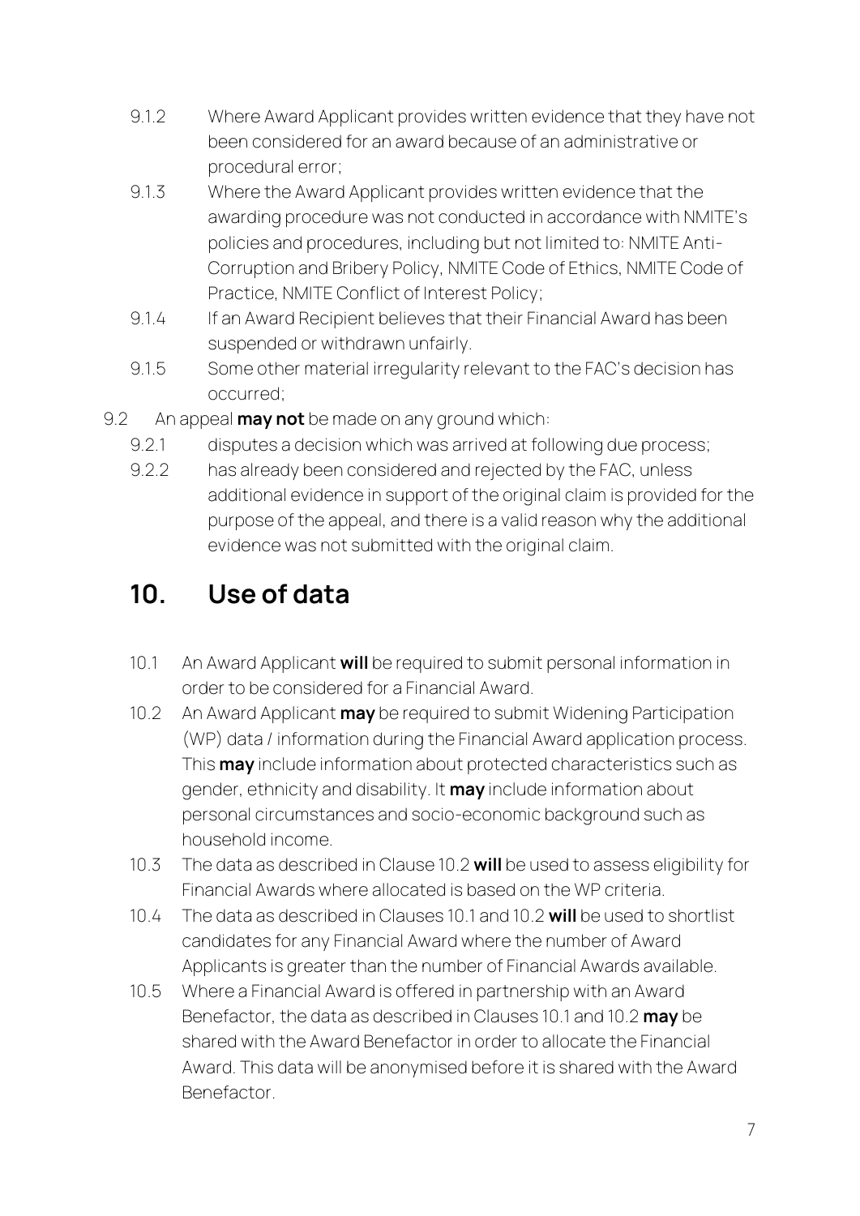9.1.2 Where Award Applicant provides written evidence that they have not been considered for an award because of an administrative or procedural error;

9.1.3 Where the Award Applicant provides written evidence that the awarding procedure was not conducted in accordance with NMITE's policies and procedures, including but not limited to: NMITE Anti-Corruption and Bribery Policy, NMITE Code of Ethics, NMITE Code of Practice, NMITE Conflict of Interest Policy;

9.1.4 If an Award Recipient believes that their Financial Award has been suspended or withdrawn unfairly.

9.1.5 Some other material irregularity relevant to the FAC's decision has occurred;

9.2 An appeal **may not** be made on any ground which:

9.2.1 disputes a decision which was arrived at following due process;

9.2.2 has already been considered and rejected by the FAC, unless additional evidence in support of the original claim is provided for the purpose of the appeal, and there is a valid reason why the additional evidence was not submitted with the original claim.

## 10. Use of data

10.1 An Award Applicant **will** be required to submit personal information in order to be considered for a Financial Award.

10.2 An Award Applicant **may** be required to submit Widening Participation (WP) data / information during the Financial Award application process. This **may** include information about protected characteristics such as gender, ethnicity and disability. It **may** include information about personal circumstances and socio-economic background such as household income.

10.3 The data as described in Clause 10.2 **will** be used to assess eligibility for Financial Awards where allocated is based on the WP criteria.

10.4 The data as described in Clauses 10.1 and 10.2 **will** be used to shortlist candidates for any Financial Award where the number of Award Applicants is greater than the number of Financial Awards available.

10.5 Where a Financial Award is offered in partnership with an Award Benefactor, the data as described in Clauses 10.1 and 10.2 **may** be shared with the Award Benefactor in order to allocate the Financial Award. This data will be anonymised before it is shared with the Award Benefactor.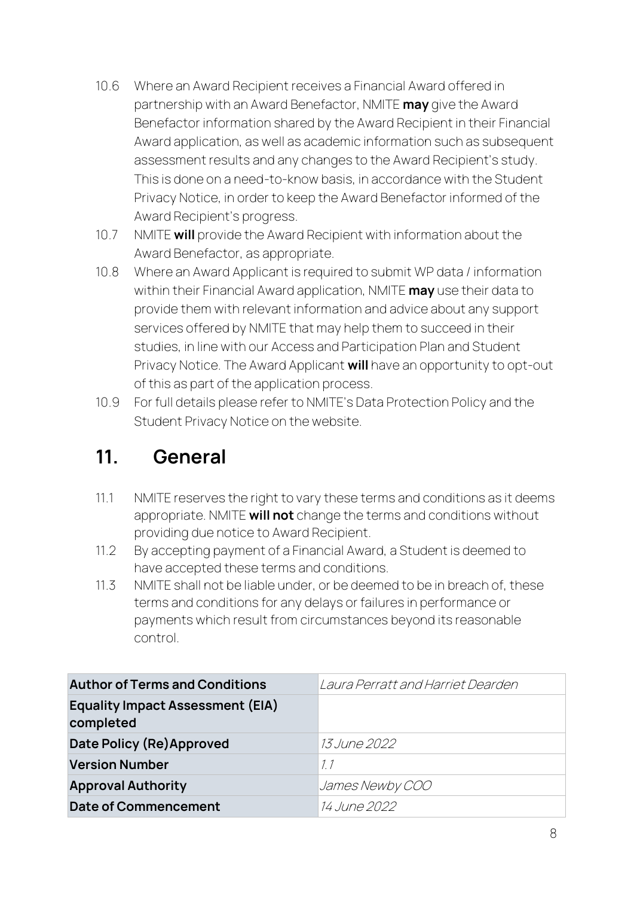10.6 Where an Award Recipient receives a Financial Award offered in partnership with an Award Benefactor, NMITE **may** give the Award Benefactor information shared by the Award Recipient in their Financial Award application, as well as academic information such as subsequent assessment results and any changes to the Award Recipient's study. This is done on a need-to-know basis, in accordance with the Student Privacy Notice, in order to keep the Award Benefactor informed of the Award Recipient's progress.

10.7 NMITE **will** provide the Award Recipient with information about the Award Benefactor, as appropriate.

10.8 Where an Award Applicant is required to submit WP data / information within their Financial Award application, NMITE **may** use their data to provide them with relevant information and advice about any support services offered by NMITE that may help them to succeed in their studies, in line with our Access and Participation Plan and Student Privacy Notice. The Award Applicant **will** have an opportunity to opt-out of this as part of the application process.

10.9 For full details please refer to NMITE's Data Protection Policy and the Student Privacy Notice on the website.

## 11. General

11.1 NMITE reserves the right to vary these terms and conditions as it deems appropriate. NMITE **will not** change the terms and conditions without providing due notice to Award Recipient.

11.2 By accepting payment of a Financial Award, a Student is deemed to have accepted these terms and conditions.

11.3 NMITE shall not be liable under, or be deemed to be in breach of, these terms and conditions for any delays or failures in performance or payments which result from circumstances beyond its reasonable control.

| **Author of Terms and Conditions** | *Laura Perratt and Harriet Dearden* |
|---|---|
| **Equality Impact Assessment (EIA) completed** | |
| **Date Policy (Re)Approved** | *13 June 2022* |
| **Version Number** | *1.1* |
| **Approval Authority** | *James Newby COO* |
| **Date of Commencement** | *14 June 2022* |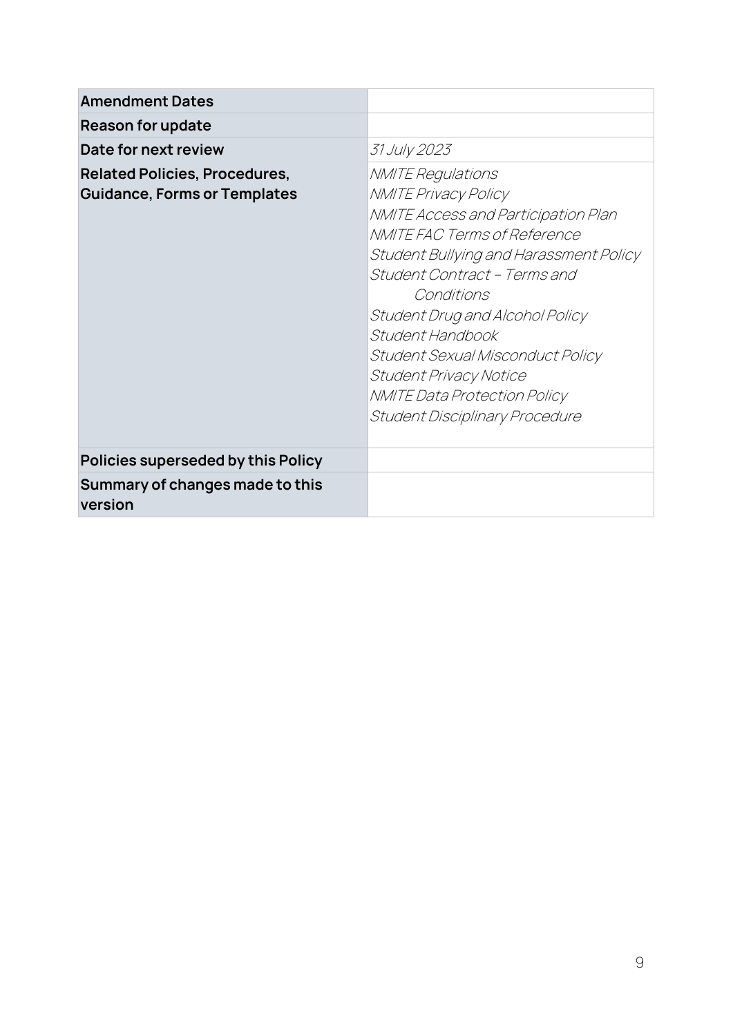| | |
|---|---|
| **Amendment Dates** | |
| **Reason for update** | |
| **Date for next review** | *31 July 2023* |
| **Related Policies, Procedures, Guidance, Forms or Templates** | *NMITE Regulations*<br>*NMITE Privacy Policy*<br>*NMITE Access and Participation Plan*<br>*NMITE FAC Terms of Reference*<br>*Student Bullying and Harassment Policy*<br>*Student Contract – Terms and Conditions*<br>*Student Drug and Alcohol Policy*<br>*Student Handbook*<br>*Student Sexual Misconduct Policy*<br>*Student Privacy Notice*<br>*NMITE Data Protection Policy*<br>*Student Disciplinary Procedure* |
| **Policies superseded by this Policy** | |
| **Summary of changes made to this version** | |